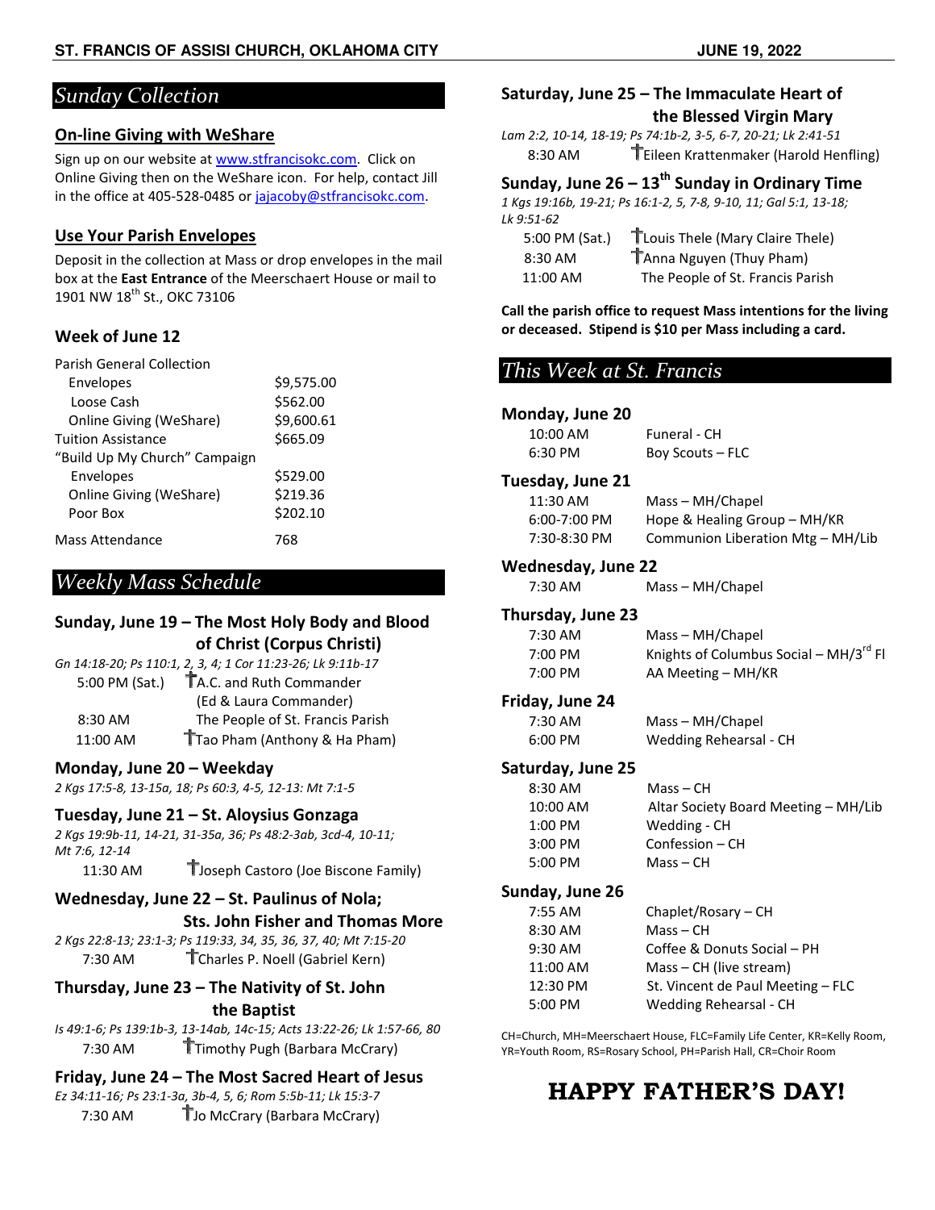## Sunday Collection

### On-line Giving with WeShare

Sign up on our website at www.stfrancisokc.com. Click on Online Giving then on the WeShare icon. For help, contact Jill in the office at 405-528-0485 or jajacoby@stfrancisokc.com.

### Use Your Parish Envelopes

Deposit in the collection at Mass or drop envelopes in the mail box at the **East Entrance** of the Meerschaert House or mail to 1901 NW 18th St., OKC 73106

### Week of June 12

| | |
|---|---|
| Parish General Collection | |
| Envelopes | $9,575.00 |
| Loose Cash | $562.00 |
| Online Giving (WeShare) | $9,600.61 |
| Tuition Assistance | $665.09 |
| "Build Up My Church" Campaign | |
| Envelopes | $529.00 |
| Online Giving (WeShare) | $219.36 |
| Poor Box | $202.10 |
| Mass Attendance | 768 |

## Weekly Mass Schedule

### Sunday, June 19 – The Most Holy Body and Blood of Christ (Corpus Christi)

*Gn 14:18-20; Ps 110:1, 2, 3, 4; 1 Cor 11:23-26; Lk 9:11b-17*

| | |
|---|---|
| 5:00 PM (Sat.) | † A.C. and Ruth Commander (Ed & Laura Commander) |
| 8:30 AM | The People of St. Francis Parish |
| 11:00 AM | † Tao Pham (Anthony & Ha Pham) |

### Monday, June 20 – Weekday

*2 Kgs 17:5-8, 13-15a, 18; Ps 60:3, 4-5, 12-13: Mt 7:1-5*

### Tuesday, June 21 – St. Aloysius Gonzaga

*2 Kgs 19:9b-11, 14-21, 31-35a, 36; Ps 48:2-3ab, 3cd-4, 10-11; Mt 7:6, 12-14*

| | |
|---|---|
| 11:30 AM | † Joseph Castoro (Joe Biscone Family) |

### Wednesday, June 22 – St. Paulinus of Nola; Sts. John Fisher and Thomas More

*2 Kgs 22:8-13; 23:1-3; Ps 119:33, 34, 35, 36, 37, 40; Mt 7:15-20*

| | |
|---|---|
| 7:30 AM | † Charles P. Noell (Gabriel Kern) |

### Thursday, June 23 – The Nativity of St. John the Baptist

*Is 49:1-6; Ps 139:1b-3, 13-14ab, 14c-15; Acts 13:22-26; Lk 1:57-66, 80*

| | |
|---|---|
| 7:30 AM | † Timothy Pugh (Barbara McCrary) |

### Friday, June 24 – The Most Sacred Heart of Jesus

*Ez 34:11-16; Ps 23:1-3a, 3b-4, 5, 6; Rom 5:5b-11; Lk 15:3-7*

| | |
|---|---|
| 7:30 AM | † Jo McCrary (Barbara McCrary) |

### Saturday, June 25 – The Immaculate Heart of the Blessed Virgin Mary

*Lam 2:2, 10-14, 18-19; Ps 74:1b-2, 3-5, 6-7, 20-21; Lk 2:41-51*

| | |
|---|---|
| 8:30 AM | † Eileen Krattenmaker (Harold Henfling) |

### Sunday, June 26 – 13th Sunday in Ordinary Time

*1 Kgs 19:16b, 19-21; Ps 16:1-2, 5, 7-8, 9-10, 11; Gal 5:1, 13-18; Lk 9:51-62*

| | |
|---|---|
| 5:00 PM (Sat.) | † Louis Thele (Mary Claire Thele) |
| 8:30 AM | † Anna Nguyen (Thuy Pham) |
| 11:00 AM | The People of St. Francis Parish |

**Call the parish office to request Mass intentions for the living or deceased. Stipend is $10 per Mass including a card.**

## This Week at St. Francis

### Monday, June 20

| | |
|---|---|
| 10:00 AM | Funeral - CH |
| 6:30 PM | Boy Scouts – FLC |

### Tuesday, June 21

| | |
|---|---|
| 11:30 AM | Mass – MH/Chapel |
| 6:00-7:00 PM | Hope & Healing Group – MH/KR |
| 7:30-8:30 PM | Communion Liberation Mtg – MH/Lib |

### Wednesday, June 22

| | |
|---|---|
| 7:30 AM | Mass – MH/Chapel |

### Thursday, June 23

| | |
|---|---|
| 7:30 AM | Mass – MH/Chapel |
| 7:00 PM | Knights of Columbus Social – MH/3rd Fl |
| 7:00 PM | AA Meeting – MH/KR |

### Friday, June 24

| | |
|---|---|
| 7:30 AM | Mass – MH/Chapel |
| 6:00 PM | Wedding Rehearsal - CH |

### Saturday, June 25

| | |
|---|---|
| 8:30 AM | Mass – CH |
| 10:00 AM | Altar Society Board Meeting – MH/Lib |
| 1:00 PM | Wedding - CH |
| 3:00 PM | Confession – CH |
| 5:00 PM | Mass – CH |

### Sunday, June 26

| | |
|---|---|
| 7:55 AM | Chaplet/Rosary – CH |
| 8:30 AM | Mass – CH |
| 9:30 AM | Coffee & Donuts Social – PH |
| 11:00 AM | Mass – CH (live stream) |
| 12:30 PM | St. Vincent de Paul Meeting – FLC |
| 5:00 PM | Wedding Rehearsal - CH |

CH=Church, MH=Meerschaert House, FLC=Family Life Center, KR=Kelly Room, YR=Youth Room, RS=Rosary School, PH=Parish Hall, CR=Choir Room

# HAPPY FATHER'S DAY!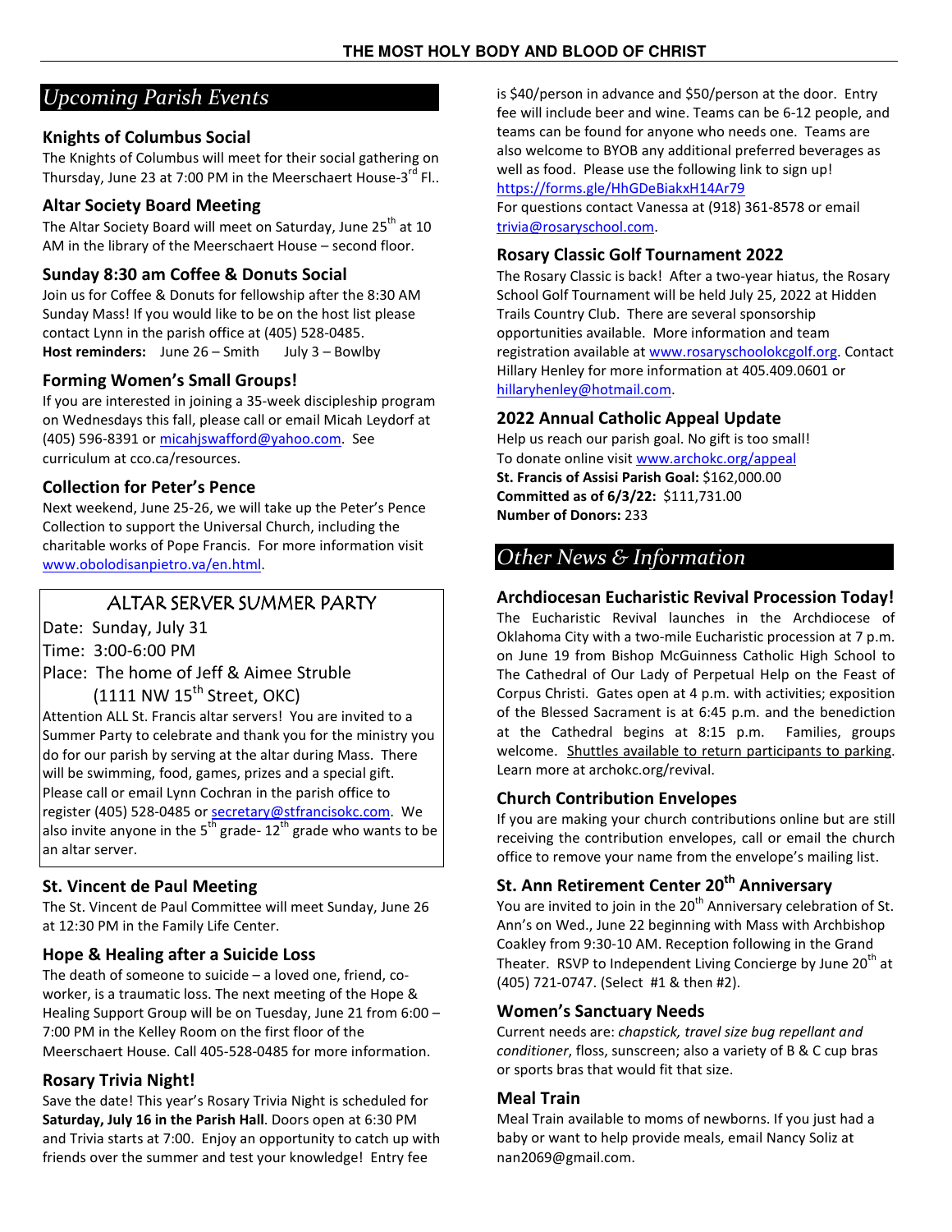## Upcoming Parish Events

### Knights of Columbus Social

The Knights of Columbus will meet for their social gathering on Thursday, June 23 at 7:00 PM in the Meerschaert House-3rd Fl..

### Altar Society Board Meeting

The Altar Society Board will meet on Saturday, June 25th at 10 AM in the library of the Meerschaert House – second floor.

### Sunday 8:30 am Coffee & Donuts Social

Join us for Coffee & Donuts for fellowship after the 8:30 AM Sunday Mass! If you would like to be on the host list please contact Lynn in the parish office at (405) 528-0485.
**Host reminders:** June 26 – Smith July 3 – Bowlby

### Forming Women's Small Groups!

If you are interested in joining a 35-week discipleship program on Wednesdays this fall, please call or email Micah Leydorf at (405) 596-8391 or micahjswafford@yahoo.com. See curriculum at cco.ca/resources.

### Collection for Peter's Pence

Next weekend, June 25-26, we will take up the Peter's Pence Collection to support the Universal Church, including the charitable works of Pope Francis. For more information visit www.obolodisanpietro.va/en.html.

### ALTAR SERVER SUMMER PARTY

Date: Sunday, July 31
Time: 3:00-6:00 PM
Place: The home of Jeff & Aimee Struble
(1111 NW 15th Street, OKC)

Attention ALL St. Francis altar servers! You are invited to a Summer Party to celebrate and thank you for the ministry you do for our parish by serving at the altar during Mass. There will be swimming, food, games, prizes and a special gift. Please call or email Lynn Cochran in the parish office to register (405) 528-0485 or secretary@stfrancisokc.com. We also invite anyone in the 5th grade- 12th grade who wants to be an altar server.

### St. Vincent de Paul Meeting

The St. Vincent de Paul Committee will meet Sunday, June 26 at 12:30 PM in the Family Life Center.

### Hope & Healing after a Suicide Loss

The death of someone to suicide – a loved one, friend, co-worker, is a traumatic loss. The next meeting of the Hope & Healing Support Group will be on Tuesday, June 21 from 6:00 – 7:00 PM in the Kelley Room on the first floor of the Meerschaert House. Call 405-528-0485 for more information.

### Rosary Trivia Night!

Save the date! This year's Rosary Trivia Night is scheduled for **Saturday, July 16 in the Parish Hall**. Doors open at 6:30 PM and Trivia starts at 7:00. Enjoy an opportunity to catch up with friends over the summer and test your knowledge! Entry fee is $40/person in advance and $50/person at the door. Entry fee will include beer and wine. Teams can be 6-12 people, and teams can be found for anyone who needs one. Teams are also welcome to BYOB any additional preferred beverages as well as food. Please use the following link to sign up!
https://forms.gle/HhGDeBiakxH14Ar79
For questions contact Vanessa at (918) 361-8578 or email trivia@rosaryschool.com.

### Rosary Classic Golf Tournament 2022

The Rosary Classic is back! After a two-year hiatus, the Rosary School Golf Tournament will be held July 25, 2022 at Hidden Trails Country Club. There are several sponsorship opportunities available. More information and team registration available at www.rosaryschoolokcgolf.org. Contact Hillary Henley for more information at 405.409.0601 or hillaryhenley@hotmail.com.

### 2022 Annual Catholic Appeal Update

Help us reach our parish goal. No gift is too small!
To donate online visit www.archokc.org/appeal
**St. Francis of Assisi Parish Goal:** $162,000.00
**Committed as of 6/3/22:** $111,731.00
**Number of Donors:** 233

## Other News & Information

### Archdiocesan Eucharistic Revival Procession Today!

The Eucharistic Revival launches in the Archdiocese of Oklahoma City with a two-mile Eucharistic procession at 7 p.m. on June 19 from Bishop McGuinness Catholic High School to The Cathedral of Our Lady of Perpetual Help on the Feast of Corpus Christi. Gates open at 4 p.m. with activities; exposition of the Blessed Sacrament is at 6:45 p.m. and the benediction at the Cathedral begins at 8:15 p.m. Families, groups welcome. Shuttles available to return participants to parking. Learn more at archokc.org/revival.

### Church Contribution Envelopes

If you are making your church contributions online but are still receiving the contribution envelopes, call or email the church office to remove your name from the envelope's mailing list.

### St. Ann Retirement Center 20th Anniversary

You are invited to join in the 20th Anniversary celebration of St. Ann's on Wed., June 22 beginning with Mass with Archbishop Coakley from 9:30-10 AM. Reception following in the Grand Theater. RSVP to Independent Living Concierge by June 20th at (405) 721-0747. (Select #1 & then #2).

### Women's Sanctuary Needs

Current needs are: *chapstick, travel size bug repellant and conditioner*, floss, sunscreen; also a variety of B & C cup bras or sports bras that would fit that size.

### Meal Train

Meal Train available to moms of newborns. If you just had a baby or want to help provide meals, email Nancy Soliz at nan2069@gmail.com.